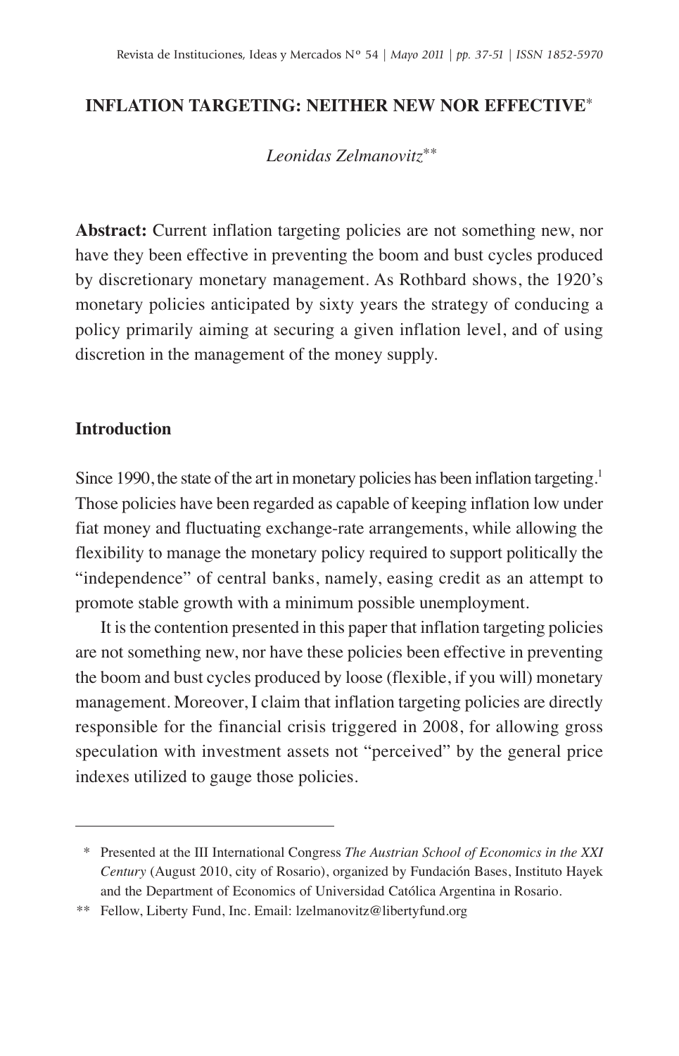# INFLATION TARGETING: NEITHER NEW NOR EFFECTIVE*

*Leonidas Zelmanovitz***

**Abstract:** Current inflation targeting policies are not something new, nor have they been effective in preventing the boom and bust cycles produced by discretionary monetary management. As Rothbard shows, the 1920's monetary policies anticipated by sixty years the strategy of conducing a policy primarily aiming at securing a given inflation level, and of using discretion in the management of the money supply.

## Introduction

Since 1990, the state of the art in monetary policies has been inflation targeting.[1] Those policies have been regarded as capable of keeping inflation low under fiat money and fluctuating exchange-rate arrangements, while allowing the flexibility to manage the monetary policy required to support politically the "independence" of central banks, namely, easing credit as an attempt to promote stable growth with a minimum possible unemployment.

It is the contention presented in this paper that inflation targeting policies are not something new, nor have these policies been effective in preventing the boom and bust cycles produced by loose (flexible, if you will) monetary management. Moreover, I claim that inflation targeting policies are directly responsible for the financial crisis triggered in 2008, for allowing gross speculation with investment assets not "perceived" by the general price indexes utilized to gauge those policies.

---

\* Presented at the III International Congress *The Austrian School of Economics in the XXI Century* (August 2010, city of Rosario), organized by Fundación Bases, Instituto Hayek and the Department of Economics of Universidad Católica Argentina in Rosario.

\*\* Fellow, Liberty Fund, Inc. Email: lzelmanovitz@libertyfund.org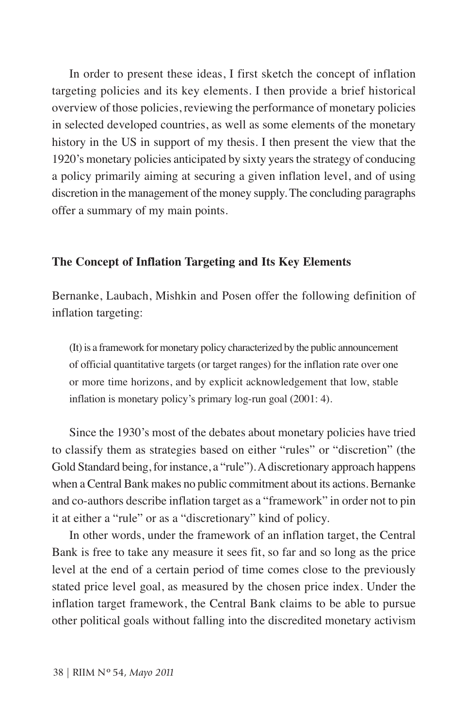In order to present these ideas, I first sketch the concept of inflation targeting policies and its key elements. I then provide a brief historical overview of those policies, reviewing the performance of monetary policies in selected developed countries, as well as some elements of the monetary history in the US in support of my thesis. I then present the view that the 1920's monetary policies anticipated by sixty years the strategy of conducing a policy primarily aiming at securing a given inflation level, and of using discretion in the management of the money supply. The concluding paragraphs offer a summary of my main points.

## The Concept of Inflation Targeting and Its Key Elements

Bernanke, Laubach, Mishkin and Posen offer the following definition of inflation targeting:

> (It) is a framework for monetary policy characterized by the public announcement of official quantitative targets (or target ranges) for the inflation rate over one or more time horizons, and by explicit acknowledgement that low, stable inflation is monetary policy's primary log-run goal (2001: 4).

Since the 1930's most of the debates about monetary policies have tried to classify them as strategies based on either "rules" or "discretion" (the Gold Standard being, for instance, a "rule"). A discretionary approach happens when a Central Bank makes no public commitment about its actions. Bernanke and co-authors describe inflation target as a "framework" in order not to pin it at either a "rule" or as a "discretionary" kind of policy.

In other words, under the framework of an inflation target, the Central Bank is free to take any measure it sees fit, so far and so long as the price level at the end of a certain period of time comes close to the previously stated price level goal, as measured by the chosen price index. Under the inflation target framework, the Central Bank claims to be able to pursue other political goals without falling into the discredited monetary activism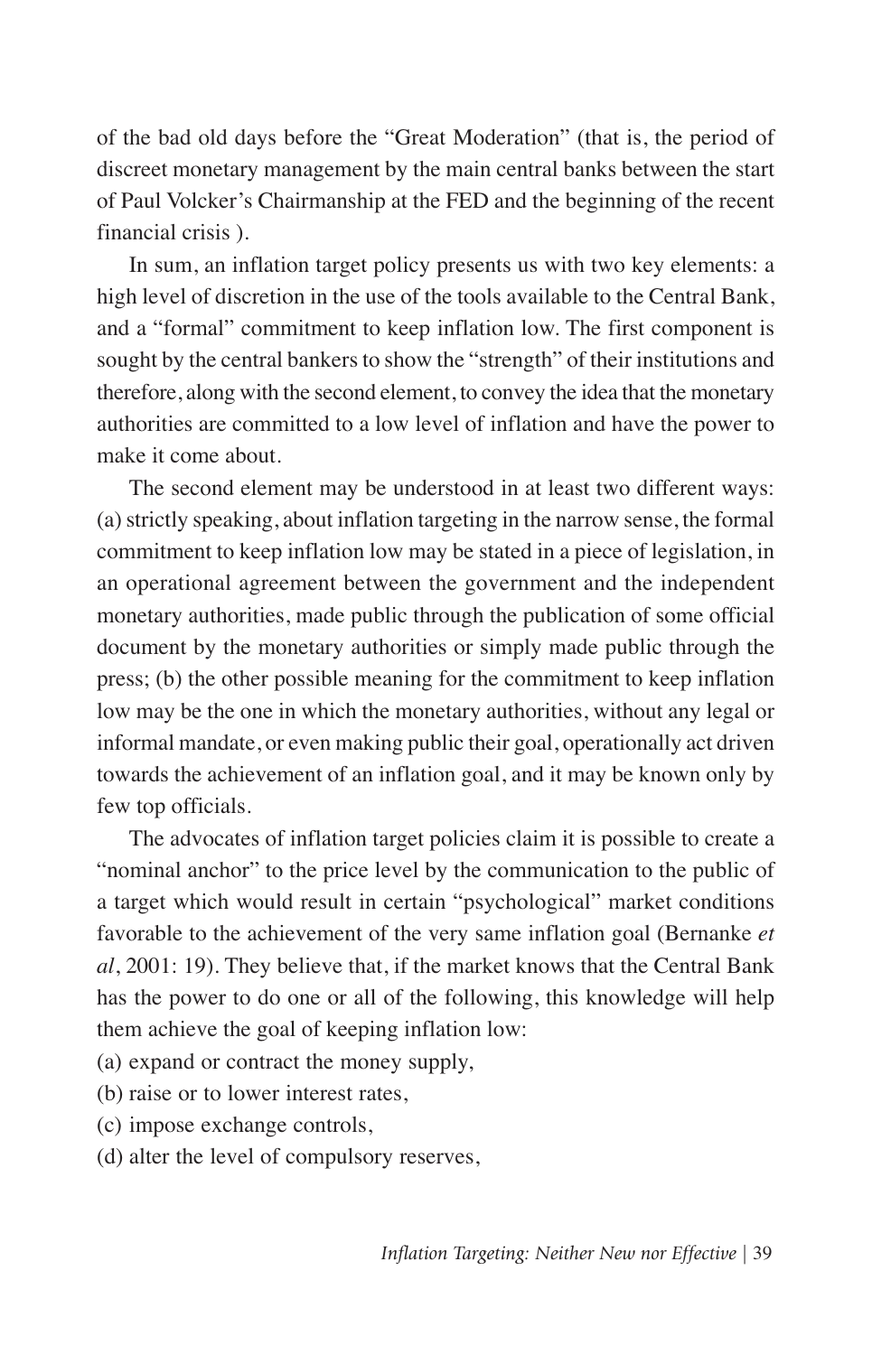of the bad old days before the "Great Moderation" (that is, the period of discreet monetary management by the main central banks between the start of Paul Volcker's Chairmanship at the FED and the beginning of the recent financial crisis ).

In sum, an inflation target policy presents us with two key elements: a high level of discretion in the use of the tools available to the Central Bank, and a "formal" commitment to keep inflation low. The first component is sought by the central bankers to show the "strength" of their institutions and therefore, along with the second element, to convey the idea that the monetary authorities are committed to a low level of inflation and have the power to make it come about.

The second element may be understood in at least two different ways: (a) strictly speaking, about inflation targeting in the narrow sense, the formal commitment to keep inflation low may be stated in a piece of legislation, in an operational agreement between the government and the independent monetary authorities, made public through the publication of some official document by the monetary authorities or simply made public through the press; (b) the other possible meaning for the commitment to keep inflation low may be the one in which the monetary authorities, without any legal or informal mandate, or even making public their goal, operationally act driven towards the achievement of an inflation goal, and it may be known only by few top officials.

The advocates of inflation target policies claim it is possible to create a "nominal anchor" to the price level by the communication to the public of a target which would result in certain "psychological" market conditions favorable to the achievement of the very same inflation goal (Bernanke *et al*, 2001: 19). They believe that, if the market knows that the Central Bank has the power to do one or all of the following, this knowledge will help them achieve the goal of keeping inflation low:

(a) expand or contract the money supply,
(b) raise or to lower interest rates,
(c) impose exchange controls,
(d) alter the level of compulsory reserves,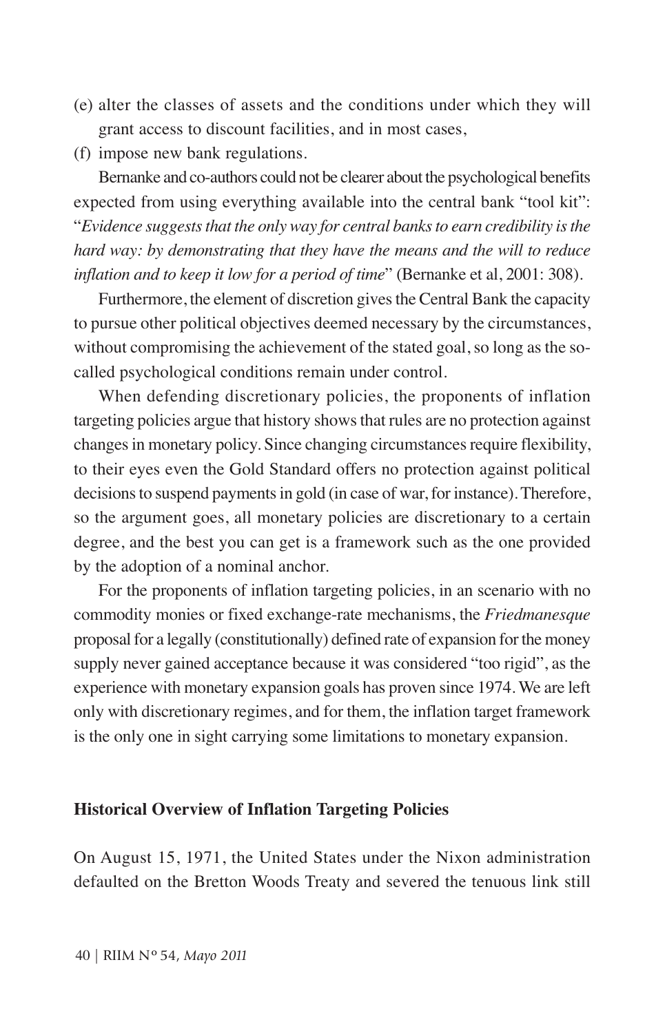(e) alter the classes of assets and the conditions under which they will grant access to discount facilities, and in most cases,

(f) impose new bank regulations.

Bernanke and co-authors could not be clearer about the psychological benefits expected from using everything available into the central bank "tool kit": "*Evidence suggests that the only way for central banks to earn credibility is the hard way: by demonstrating that they have the means and the will to reduce inflation and to keep it low for a period of time*" (Bernanke et al, 2001: 308).

Furthermore, the element of discretion gives the Central Bank the capacity to pursue other political objectives deemed necessary by the circumstances, without compromising the achievement of the stated goal, so long as the so-called psychological conditions remain under control.

When defending discretionary policies, the proponents of inflation targeting policies argue that history shows that rules are no protection against changes in monetary policy. Since changing circumstances require flexibility, to their eyes even the Gold Standard offers no protection against political decisions to suspend payments in gold (in case of war, for instance). Therefore, so the argument goes, all monetary policies are discretionary to a certain degree, and the best you can get is a framework such as the one provided by the adoption of a nominal anchor.

For the proponents of inflation targeting policies, in an scenario with no commodity monies or fixed exchange-rate mechanisms, the *Friedmanesque* proposal for a legally (constitutionally) defined rate of expansion for the money supply never gained acceptance because it was considered "too rigid", as the experience with monetary expansion goals has proven since 1974. We are left only with discretionary regimes, and for them, the inflation target framework is the only one in sight carrying some limitations to monetary expansion.

## Historical Overview of Inflation Targeting Policies

On August 15, 1971, the United States under the Nixon administration defaulted on the Bretton Woods Treaty and severed the tenuous link still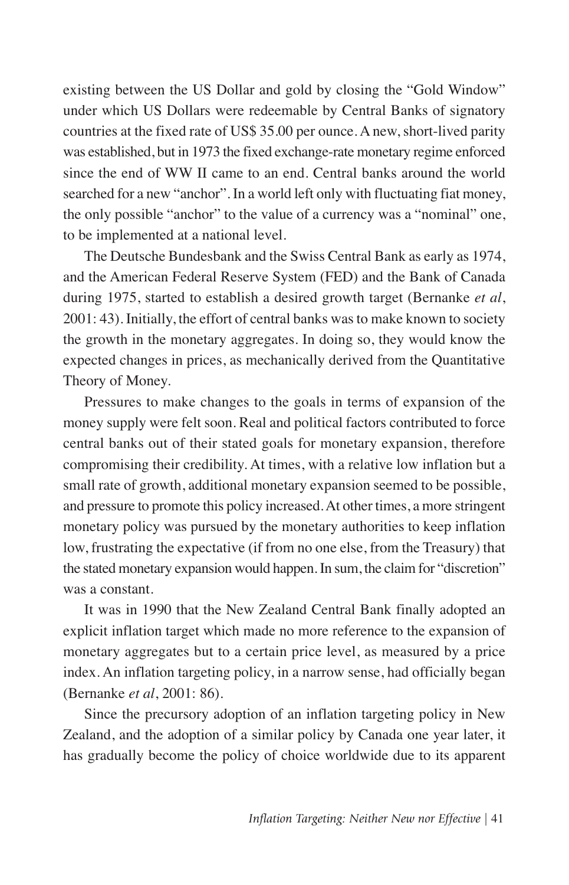existing between the US Dollar and gold by closing the "Gold Window" under which US Dollars were redeemable by Central Banks of signatory countries at the fixed rate of US$ 35.00 per ounce. A new, short-lived parity was established, but in 1973 the fixed exchange-rate monetary regime enforced since the end of WW II came to an end. Central banks around the world searched for a new "anchor". In a world left only with fluctuating fiat money, the only possible "anchor" to the value of a currency was a "nominal" one, to be implemented at a national level.

The Deutsche Bundesbank and the Swiss Central Bank as early as 1974, and the American Federal Reserve System (FED) and the Bank of Canada during 1975, started to establish a desired growth target (Bernanke *et al*, 2001: 43). Initially, the effort of central banks was to make known to society the growth in the monetary aggregates. In doing so, they would know the expected changes in prices, as mechanically derived from the Quantitative Theory of Money.

Pressures to make changes to the goals in terms of expansion of the money supply were felt soon. Real and political factors contributed to force central banks out of their stated goals for monetary expansion, therefore compromising their credibility. At times, with a relative low inflation but a small rate of growth, additional monetary expansion seemed to be possible, and pressure to promote this policy increased. At other times, a more stringent monetary policy was pursued by the monetary authorities to keep inflation low, frustrating the expectative (if from no one else, from the Treasury) that the stated monetary expansion would happen. In sum, the claim for "discretion" was a constant.

It was in 1990 that the New Zealand Central Bank finally adopted an explicit inflation target which made no more reference to the expansion of monetary aggregates but to a certain price level, as measured by a price index. An inflation targeting policy, in a narrow sense, had officially began (Bernanke *et al*, 2001: 86).

Since the precursory adoption of an inflation targeting policy in New Zealand, and the adoption of a similar policy by Canada one year later, it has gradually become the policy of choice worldwide due to its apparent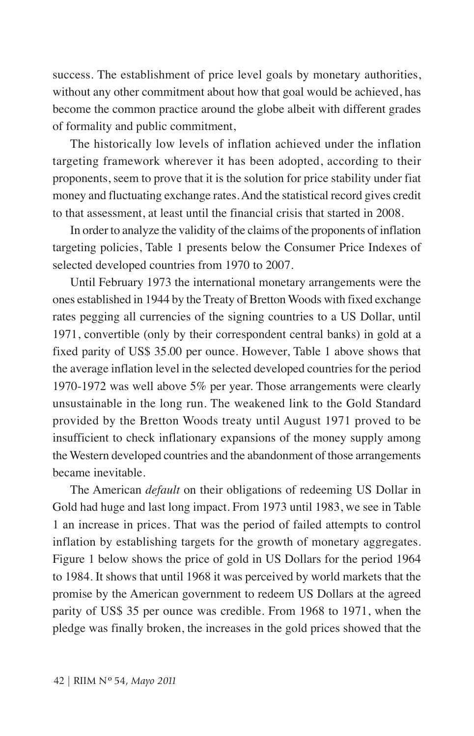success. The establishment of price level goals by monetary authorities, without any other commitment about how that goal would be achieved, has become the common practice around the globe albeit with different grades of formality and public commitment,

The historically low levels of inflation achieved under the inflation targeting framework wherever it has been adopted, according to their proponents, seem to prove that it is the solution for price stability under fiat money and fluctuating exchange rates. And the statistical record gives credit to that assessment, at least until the financial crisis that started in 2008.

In order to analyze the validity of the claims of the proponents of inflation targeting policies, Table 1 presents below the Consumer Price Indexes of selected developed countries from 1970 to 2007.

Until February 1973 the international monetary arrangements were the ones established in 1944 by the Treaty of Bretton Woods with fixed exchange rates pegging all currencies of the signing countries to a US Dollar, until 1971, convertible (only by their correspondent central banks) in gold at a fixed parity of US$ 35.00 per ounce. However, Table 1 above shows that the average inflation level in the selected developed countries for the period 1970-1972 was well above 5% per year. Those arrangements were clearly unsustainable in the long run. The weakened link to the Gold Standard provided by the Bretton Woods treaty until August 1971 proved to be insufficient to check inflationary expansions of the money supply among the Western developed countries and the abandonment of those arrangements became inevitable.

The American *default* on their obligations of redeeming US Dollar in Gold had huge and last long impact. From 1973 until 1983, we see in Table 1 an increase in prices. That was the period of failed attempts to control inflation by establishing targets for the growth of monetary aggregates. Figure 1 below shows the price of gold in US Dollars for the period 1964 to 1984. It shows that until 1968 it was perceived by world markets that the promise by the American government to redeem US Dollars at the agreed parity of US$ 35 per ounce was credible. From 1968 to 1971, when the pledge was finally broken, the increases in the gold prices showed that the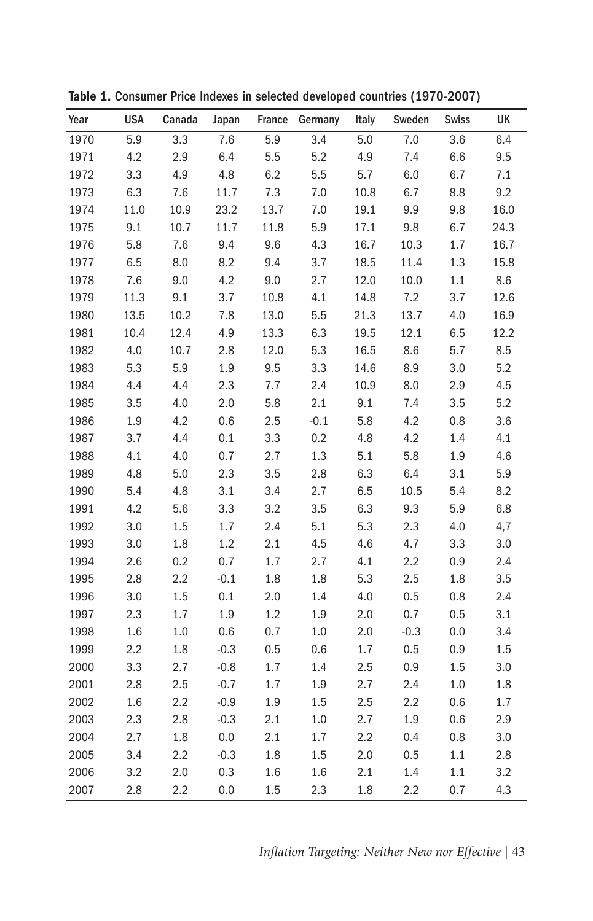**Table 1.** Consumer Price Indexes in selected developed countries (1970-2007)

| Year | USA | Canada | Japan | France | Germany | Italy | Sweden | Swiss | UK |
|---|---|---|---|---|---|---|---|---|---|
| 1970 | 5.9 | 3.3 | 7.6 | 5.9 | 3.4 | 5.0 | 7.0 | 3.6 | 6.4 |
| 1971 | 4.2 | 2.9 | 6.4 | 5.5 | 5.2 | 4.9 | 7.4 | 6.6 | 9.5 |
| 1972 | 3.3 | 4.9 | 4.8 | 6.2 | 5.5 | 5.7 | 6.0 | 6.7 | 7.1 |
| 1973 | 6.3 | 7.6 | 11.7 | 7.3 | 7.0 | 10.8 | 6.7 | 8.8 | 9.2 |
| 1974 | 11.0 | 10.9 | 23.2 | 13.7 | 7.0 | 19.1 | 9.9 | 9.8 | 16.0 |
| 1975 | 9.1 | 10.7 | 11.7 | 11.8 | 5.9 | 17.1 | 9.8 | 6.7 | 24.3 |
| 1976 | 5.8 | 7.6 | 9.4 | 9.6 | 4.3 | 16.7 | 10.3 | 1.7 | 16.7 |
| 1977 | 6.5 | 8.0 | 8.2 | 9.4 | 3.7 | 18.5 | 11.4 | 1.3 | 15.8 |
| 1978 | 7.6 | 9.0 | 4.2 | 9.0 | 2.7 | 12.0 | 10.0 | 1.1 | 8.6 |
| 1979 | 11.3 | 9.1 | 3.7 | 10.8 | 4.1 | 14.8 | 7.2 | 3.7 | 12.6 |
| 1980 | 13.5 | 10.2 | 7.8 | 13.0 | 5.5 | 21.3 | 13.7 | 4.0 | 16.9 |
| 1981 | 10.4 | 12.4 | 4.9 | 13.3 | 6.3 | 19.5 | 12.1 | 6.5 | 12.2 |
| 1982 | 4.0 | 10.7 | 2.8 | 12.0 | 5.3 | 16.5 | 8.6 | 5.7 | 8.5 |
| 1983 | 5.3 | 5.9 | 1.9 | 9.5 | 3.3 | 14.6 | 8.9 | 3.0 | 5.2 |
| 1984 | 4.4 | 4.4 | 2.3 | 7.7 | 2.4 | 10.9 | 8.0 | 2.9 | 4.5 |
| 1985 | 3.5 | 4.0 | 2.0 | 5.8 | 2.1 | 9.1 | 7.4 | 3.5 | 5.2 |
| 1986 | 1.9 | 4.2 | 0.6 | 2.5 | -0.1 | 5.8 | 4.2 | 0.8 | 3.6 |
| 1987 | 3.7 | 4.4 | 0.1 | 3.3 | 0.2 | 4.8 | 4.2 | 1.4 | 4.1 |
| 1988 | 4.1 | 4.0 | 0.7 | 2.7 | 1.3 | 5.1 | 5.8 | 1.9 | 4.6 |
| 1989 | 4.8 | 5.0 | 2.3 | 3.5 | 2.8 | 6.3 | 6.4 | 3.1 | 5.9 |
| 1990 | 5.4 | 4.8 | 3.1 | 3.4 | 2.7 | 6.5 | 10.5 | 5.4 | 8.2 |
| 1991 | 4.2 | 5.6 | 3.3 | 3.2 | 3.5 | 6.3 | 9.3 | 5.9 | 6.8 |
| 1992 | 3.0 | 1.5 | 1.7 | 2.4 | 5.1 | 5.3 | 2.3 | 4.0 | 4,7 |
| 1993 | 3.0 | 1.8 | 1.2 | 2.1 | 4.5 | 4.6 | 4.7 | 3.3 | 3.0 |
| 1994 | 2.6 | 0.2 | 0.7 | 1.7 | 2.7 | 4.1 | 2.2 | 0.9 | 2.4 |
| 1995 | 2.8 | 2.2 | -0.1 | 1.8 | 1.8 | 5.3 | 2.5 | 1.8 | 3.5 |
| 1996 | 3.0 | 1.5 | 0.1 | 2.0 | 1.4 | 4.0 | 0.5 | 0.8 | 2.4 |
| 1997 | 2.3 | 1.7 | 1.9 | 1.2 | 1.9 | 2.0 | 0.7 | 0.5 | 3.1 |
| 1998 | 1.6 | 1.0 | 0.6 | 0.7 | 1.0 | 2.0 | -0.3 | 0.0 | 3.4 |
| 1999 | 2.2 | 1.8 | -0.3 | 0.5 | 0.6 | 1.7 | 0.5 | 0.9 | 1.5 |
| 2000 | 3.3 | 2.7 | -0.8 | 1.7 | 1.4 | 2.5 | 0.9 | 1.5 | 3.0 |
| 2001 | 2.8 | 2.5 | -0.7 | 1.7 | 1.9 | 2.7 | 2.4 | 1.0 | 1.8 |
| 2002 | 1.6 | 2.2 | -0.9 | 1.9 | 1.5 | 2.5 | 2.2 | 0.6 | 1.7 |
| 2003 | 2.3 | 2.8 | -0.3 | 2.1 | 1.0 | 2.7 | 1.9 | 0.6 | 2.9 |
| 2004 | 2.7 | 1.8 | 0.0 | 2.1 | 1.7 | 2.2 | 0.4 | 0.8 | 3.0 |
| 2005 | 3.4 | 2.2 | -0.3 | 1.8 | 1.5 | 2.0 | 0.5 | 1.1 | 2.8 |
| 2006 | 3.2 | 2.0 | 0.3 | 1.6 | 1.6 | 2.1 | 1.4 | 1.1 | 3.2 |
| 2007 | 2.8 | 2.2 | 0.0 | 1.5 | 2.3 | 1.8 | 2.2 | 0.7 | 4.3 |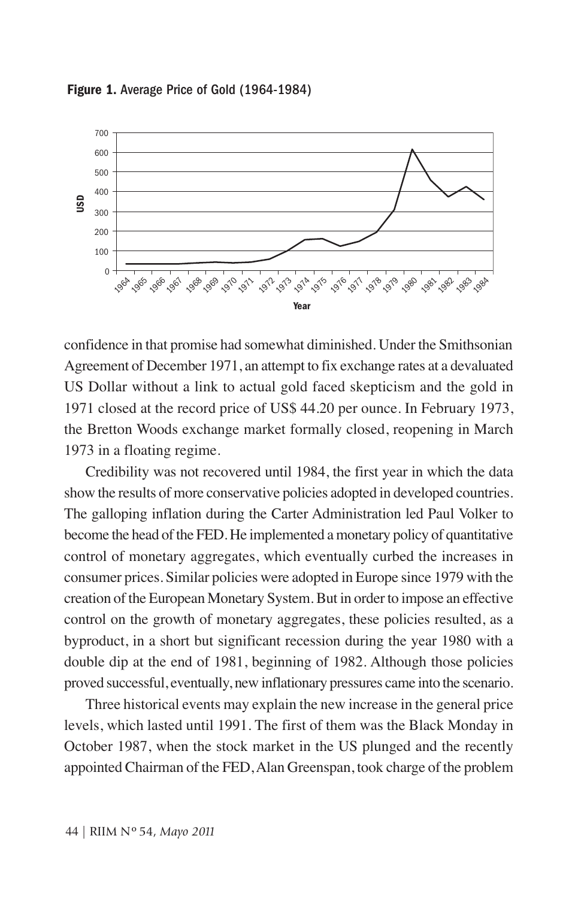**Figure 1.** Average Price of Gold (1964-1984)

confidence in that promise had somewhat diminished. Under the Smithsonian Agreement of December 1971, an attempt to fix exchange rates at a devaluated US Dollar without a link to actual gold faced skepticism and the gold in 1971 closed at the record price of US$ 44.20 per ounce. In February 1973, the Bretton Woods exchange market formally closed, reopening in March 1973 in a floating regime.

Credibility was not recovered until 1984, the first year in which the data show the results of more conservative policies adopted in developed countries. The galloping inflation during the Carter Administration led Paul Volker to become the head of the FED. He implemented a monetary policy of quantitative control of monetary aggregates, which eventually curbed the increases in consumer prices. Similar policies were adopted in Europe since 1979 with the creation of the European Monetary System. But in order to impose an effective control on the growth of monetary aggregates, these policies resulted, as a byproduct, in a short but significant recession during the year 1980 with a double dip at the end of 1981, beginning of 1982. Although those policies proved successful, eventually, new inflationary pressures came into the scenario.

Three historical events may explain the new increase in the general price levels, which lasted until 1991. The first of them was the Black Monday in October 1987, when the stock market in the US plunged and the recently appointed Chairman of the FED, Alan Greenspan, took charge of the problem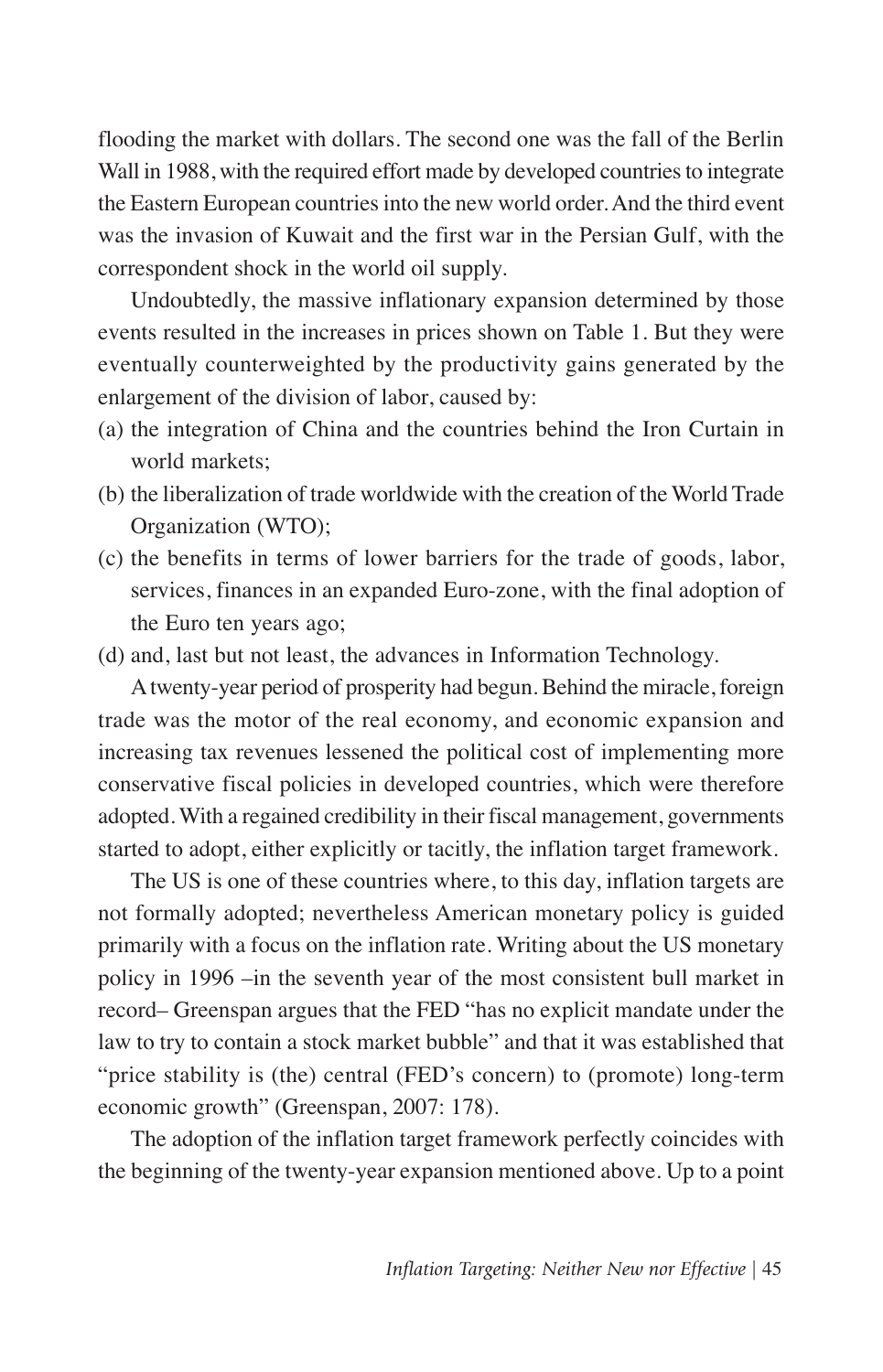flooding the market with dollars. The second one was the fall of the Berlin Wall in 1988, with the required effort made by developed countries to integrate the Eastern European countries into the new world order. And the third event was the invasion of Kuwait and the first war in the Persian Gulf, with the correspondent shock in the world oil supply.

Undoubtedly, the massive inflationary expansion determined by those events resulted in the increases in prices shown on Table 1. But they were eventually counterweighted by the productivity gains generated by the enlargement of the division of labor, caused by:

(a) the integration of China and the countries behind the Iron Curtain in world markets;
(b) the liberalization of trade worldwide with the creation of the World Trade Organization (WTO);
(c) the benefits in terms of lower barriers for the trade of goods, labor, services, finances in an expanded Euro-zone, with the final adoption of the Euro ten years ago;
(d) and, last but not least, the advances in Information Technology.

A twenty-year period of prosperity had begun. Behind the miracle, foreign trade was the motor of the real economy, and economic expansion and increasing tax revenues lessened the political cost of implementing more conservative fiscal policies in developed countries, which were therefore adopted. With a regained credibility in their fiscal management, governments started to adopt, either explicitly or tacitly, the inflation target framework.

The US is one of these countries where, to this day, inflation targets are not formally adopted; nevertheless American monetary policy is guided primarily with a focus on the inflation rate. Writing about the US monetary policy in 1996 –in the seventh year of the most consistent bull market in record– Greenspan argues that the FED "has no explicit mandate under the law to try to contain a stock market bubble" and that it was established that "price stability is (the) central (FED's concern) to (promote) long-term economic growth" (Greenspan, 2007: 178).

The adoption of the inflation target framework perfectly coincides with the beginning of the twenty-year expansion mentioned above. Up to a point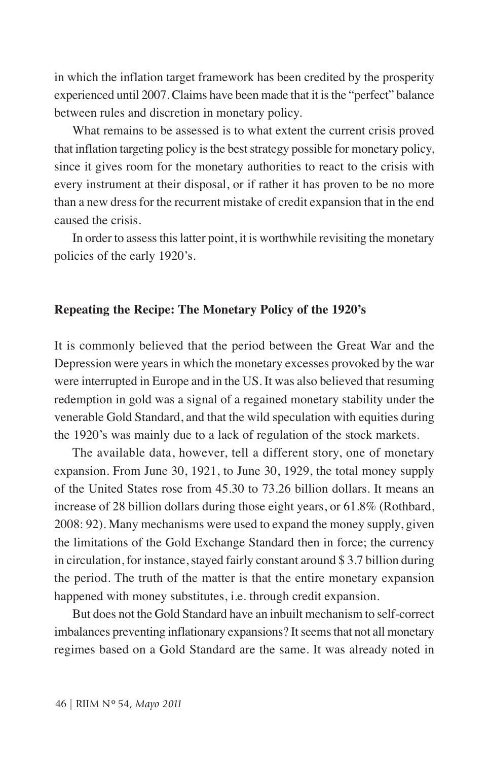in which the inflation target framework has been credited by the prosperity experienced until 2007. Claims have been made that it is the "perfect" balance between rules and discretion in monetary policy.

What remains to be assessed is to what extent the current crisis proved that inflation targeting policy is the best strategy possible for monetary policy, since it gives room for the monetary authorities to react to the crisis with every instrument at their disposal, or if rather it has proven to be no more than a new dress for the recurrent mistake of credit expansion that in the end caused the crisis.

In order to assess this latter point, it is worthwhile revisiting the monetary policies of the early 1920's.

## Repeating the Recipe: The Monetary Policy of the 1920's

It is commonly believed that the period between the Great War and the Depression were years in which the monetary excesses provoked by the war were interrupted in Europe and in the US. It was also believed that resuming redemption in gold was a signal of a regained monetary stability under the venerable Gold Standard, and that the wild speculation with equities during the 1920's was mainly due to a lack of regulation of the stock markets.

The available data, however, tell a different story, one of monetary expansion. From June 30, 1921, to June 30, 1929, the total money supply of the United States rose from 45.30 to 73.26 billion dollars. It means an increase of 28 billion dollars during those eight years, or 61.8% (Rothbard, 2008: 92). Many mechanisms were used to expand the money supply, given the limitations of the Gold Exchange Standard then in force; the currency in circulation, for instance, stayed fairly constant around $ 3.7 billion during the period. The truth of the matter is that the entire monetary expansion happened with money substitutes, i.e. through credit expansion.

But does not the Gold Standard have an inbuilt mechanism to self-correct imbalances preventing inflationary expansions? It seems that not all monetary regimes based on a Gold Standard are the same. It was already noted in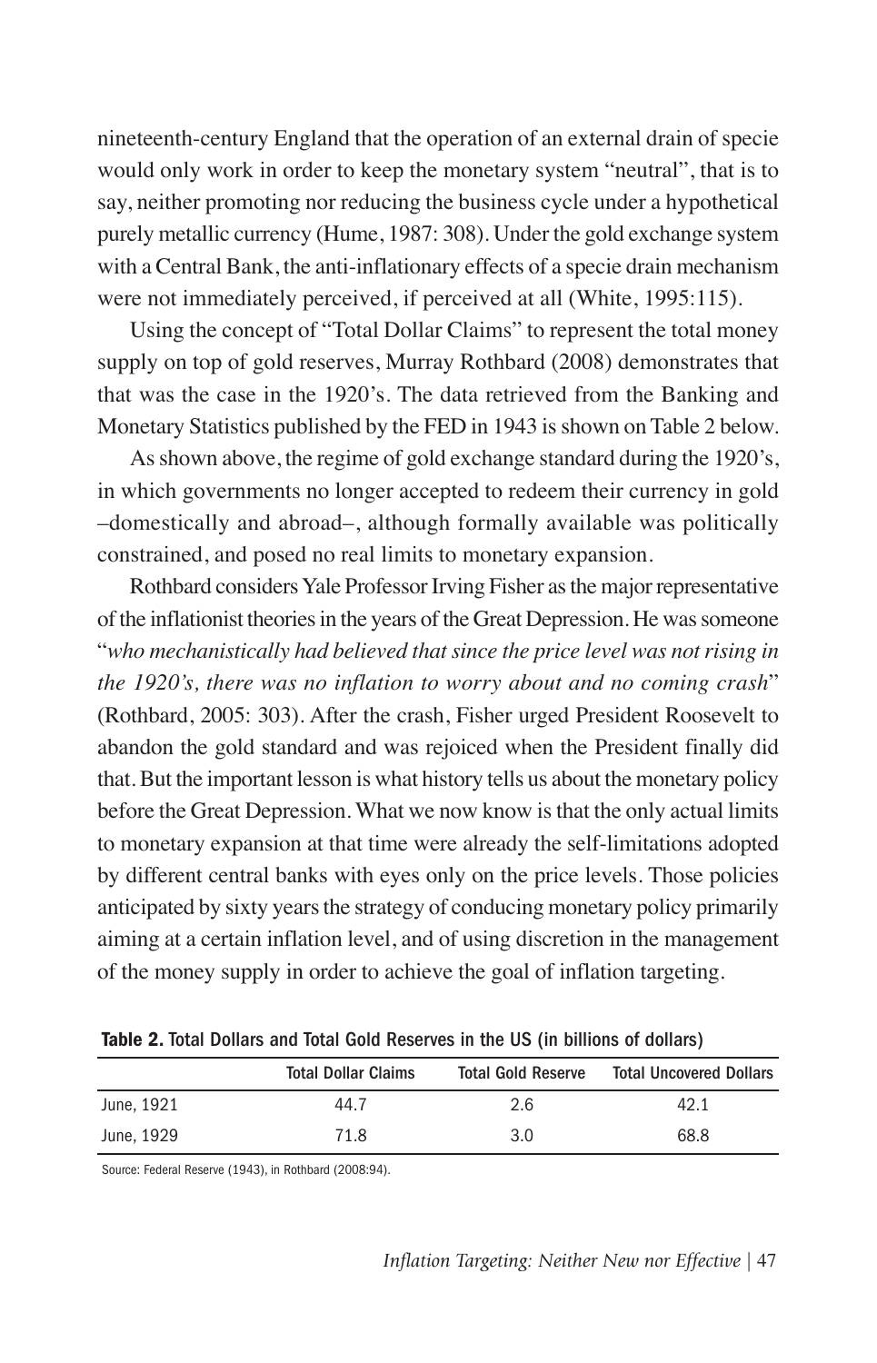nineteenth-century England that the operation of an external drain of specie would only work in order to keep the monetary system "neutral", that is to say, neither promoting nor reducing the business cycle under a hypothetical purely metallic currency (Hume, 1987: 308). Under the gold exchange system with a Central Bank, the anti-inflationary effects of a specie drain mechanism were not immediately perceived, if perceived at all (White, 1995:115).

Using the concept of "Total Dollar Claims" to represent the total money supply on top of gold reserves, Murray Rothbard (2008) demonstrates that that was the case in the 1920's. The data retrieved from the Banking and Monetary Statistics published by the FED in 1943 is shown on Table 2 below.

As shown above, the regime of gold exchange standard during the 1920's, in which governments no longer accepted to redeem their currency in gold –domestically and abroad–, although formally available was politically constrained, and posed no real limits to monetary expansion.

Rothbard considers Yale Professor Irving Fisher as the major representative of the inflationist theories in the years of the Great Depression. He was someone "*who mechanistically had believed that since the price level was not rising in the 1920's, there was no inflation to worry about and no coming crash*" (Rothbard, 2005: 303). After the crash, Fisher urged President Roosevelt to abandon the gold standard and was rejoiced when the President finally did that. But the important lesson is what history tells us about the monetary policy before the Great Depression. What we now know is that the only actual limits to monetary expansion at that time were already the self-limitations adopted by different central banks with eyes only on the price levels. Those policies anticipated by sixty years the strategy of conducing monetary policy primarily aiming at a certain inflation level, and of using discretion in the management of the money supply in order to achieve the goal of inflation targeting.

**Table 2.** Total Dollars and Total Gold Reserves in the US (in billions of dollars)

| | Total Dollar Claims | Total Gold Reserve | Total Uncovered Dollars |
|---|---|---|---|
| June, 1921 | 44.7 | 2.6 | 42.1 |
| June, 1929 | 71.8 | 3.0 | 68.8 |

Source: Federal Reserve (1943), in Rothbard (2008:94).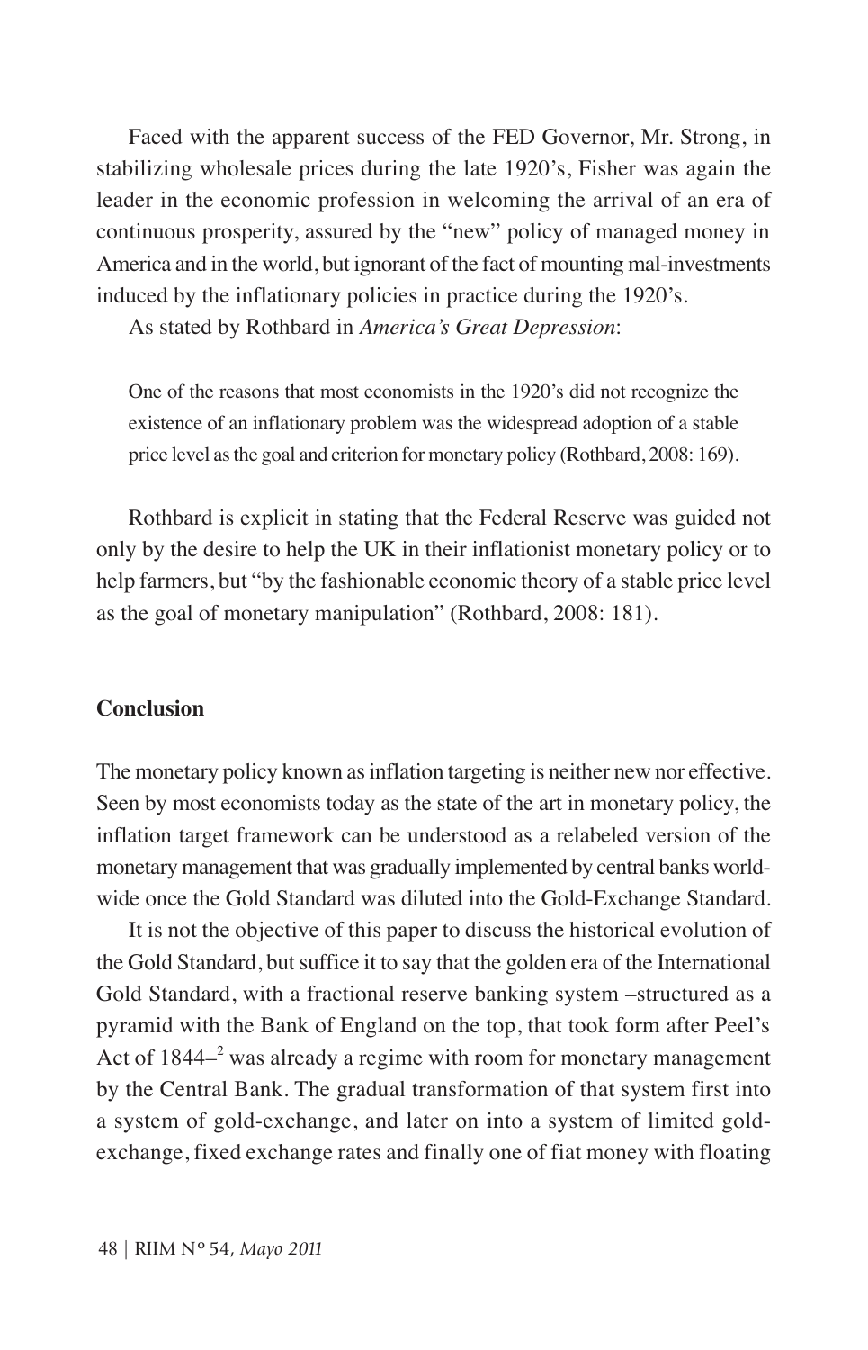Faced with the apparent success of the FED Governor, Mr. Strong, in stabilizing wholesale prices during the late 1920's, Fisher was again the leader in the economic profession in welcoming the arrival of an era of continuous prosperity, assured by the "new" policy of managed money in America and in the world, but ignorant of the fact of mounting mal-investments induced by the inflationary policies in practice during the 1920's.

As stated by Rothbard in *America's Great Depression*:

> One of the reasons that most economists in the 1920's did not recognize the existence of an inflationary problem was the widespread adoption of a stable price level as the goal and criterion for monetary policy (Rothbard, 2008: 169).

Rothbard is explicit in stating that the Federal Reserve was guided not only by the desire to help the UK in their inflationist monetary policy or to help farmers, but "by the fashionable economic theory of a stable price level as the goal of monetary manipulation" (Rothbard, 2008: 181).

## Conclusion

The monetary policy known as inflation targeting is neither new nor effective. Seen by most economists today as the state of the art in monetary policy, the inflation target framework can be understood as a relabeled version of the monetary management that was gradually implemented by central banks worldwide once the Gold Standard was diluted into the Gold-Exchange Standard.

It is not the objective of this paper to discuss the historical evolution of the Gold Standard, but suffice it to say that the golden era of the International Gold Standard, with a fractional reserve banking system –structured as a pyramid with the Bank of England on the top, that took form after Peel's Act of 1844–[2] was already a regime with room for monetary management by the Central Bank. The gradual transformation of that system first into a system of gold-exchange, and later on into a system of limited gold-exchange, fixed exchange rates and finally one of fiat money with floating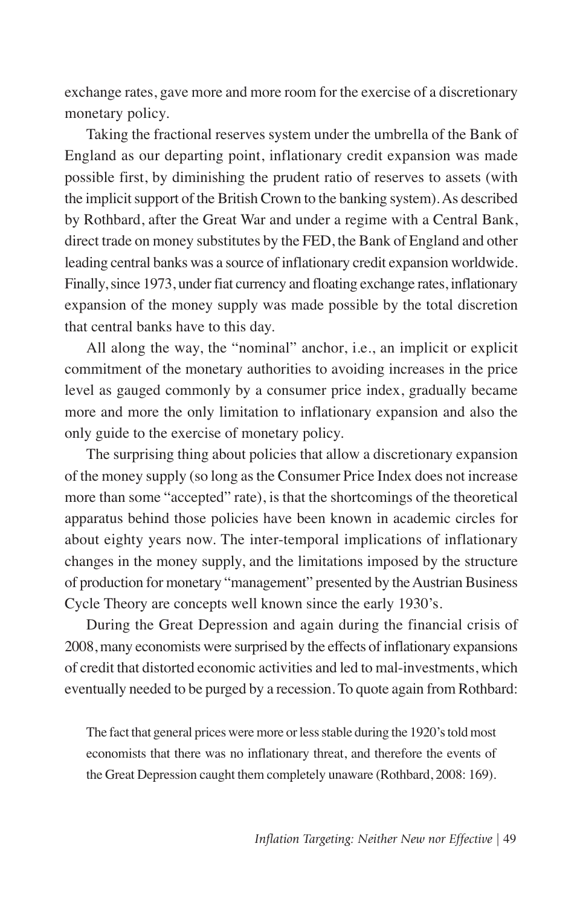exchange rates, gave more and more room for the exercise of a discretionary monetary policy.

Taking the fractional reserves system under the umbrella of the Bank of England as our departing point, inflationary credit expansion was made possible first, by diminishing the prudent ratio of reserves to assets (with the implicit support of the British Crown to the banking system). As described by Rothbard, after the Great War and under a regime with a Central Bank, direct trade on money substitutes by the FED, the Bank of England and other leading central banks was a source of inflationary credit expansion worldwide. Finally, since 1973, under fiat currency and floating exchange rates, inflationary expansion of the money supply was made possible by the total discretion that central banks have to this day.

All along the way, the "nominal" anchor, i.e., an implicit or explicit commitment of the monetary authorities to avoiding increases in the price level as gauged commonly by a consumer price index, gradually became more and more the only limitation to inflationary expansion and also the only guide to the exercise of monetary policy.

The surprising thing about policies that allow a discretionary expansion of the money supply (so long as the Consumer Price Index does not increase more than some "accepted" rate), is that the shortcomings of the theoretical apparatus behind those policies have been known in academic circles for about eighty years now. The inter-temporal implications of inflationary changes in the money supply, and the limitations imposed by the structure of production for monetary "management" presented by the Austrian Business Cycle Theory are concepts well known since the early 1930's.

During the Great Depression and again during the financial crisis of 2008, many economists were surprised by the effects of inflationary expansions of credit that distorted economic activities and led to mal-investments, which eventually needed to be purged by a recession. To quote again from Rothbard:

> The fact that general prices were more or less stable during the 1920's told most economists that there was no inflationary threat, and therefore the events of the Great Depression caught them completely unaware (Rothbard, 2008: 169).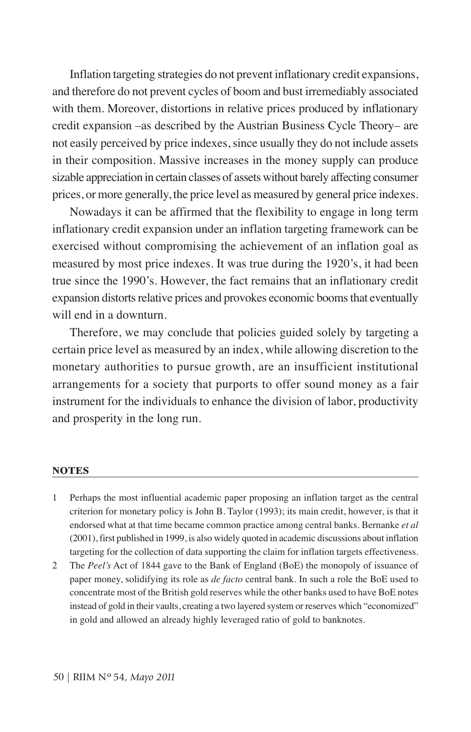Inflation targeting strategies do not prevent inflationary credit expansions, and therefore do not prevent cycles of boom and bust irremediably associated with them. Moreover, distortions in relative prices produced by inflationary credit expansion –as described by the Austrian Business Cycle Theory– are not easily perceived by price indexes, since usually they do not include assets in their composition. Massive increases in the money supply can produce sizable appreciation in certain classes of assets without barely affecting consumer prices, or more generally, the price level as measured by general price indexes.

Nowadays it can be affirmed that the flexibility to engage in long term inflationary credit expansion under an inflation targeting framework can be exercised without compromising the achievement of an inflation goal as measured by most price indexes. It was true during the 1920's, it had been true since the 1990's. However, the fact remains that an inflationary credit expansion distorts relative prices and provokes economic booms that eventually will end in a downturn.

Therefore, we may conclude that policies guided solely by targeting a certain price level as measured by an index, while allowing discretion to the monetary authorities to pursue growth, are an insufficient institutional arrangements for a society that purports to offer sound money as a fair instrument for the individuals to enhance the division of labor, productivity and prosperity in the long run.

## NOTES

1. Perhaps the most influential academic paper proposing an inflation target as the central criterion for monetary policy is John B. Taylor (1993); its main credit, however, is that it endorsed what at that time became common practice among central banks. Bernanke *et al* (2001), first published in 1999, is also widely quoted in academic discussions about inflation targeting for the collection of data supporting the claim for inflation targets effectiveness.
2. The *Peel's* Act of 1844 gave to the Bank of England (BoE) the monopoly of issuance of paper money, solidifying its role as *de facto* central bank. In such a role the BoE used to concentrate most of the British gold reserves while the other banks used to have BoE notes instead of gold in their vaults, creating a two layered system or reserves which "economized" in gold and allowed an already highly leveraged ratio of gold to banknotes.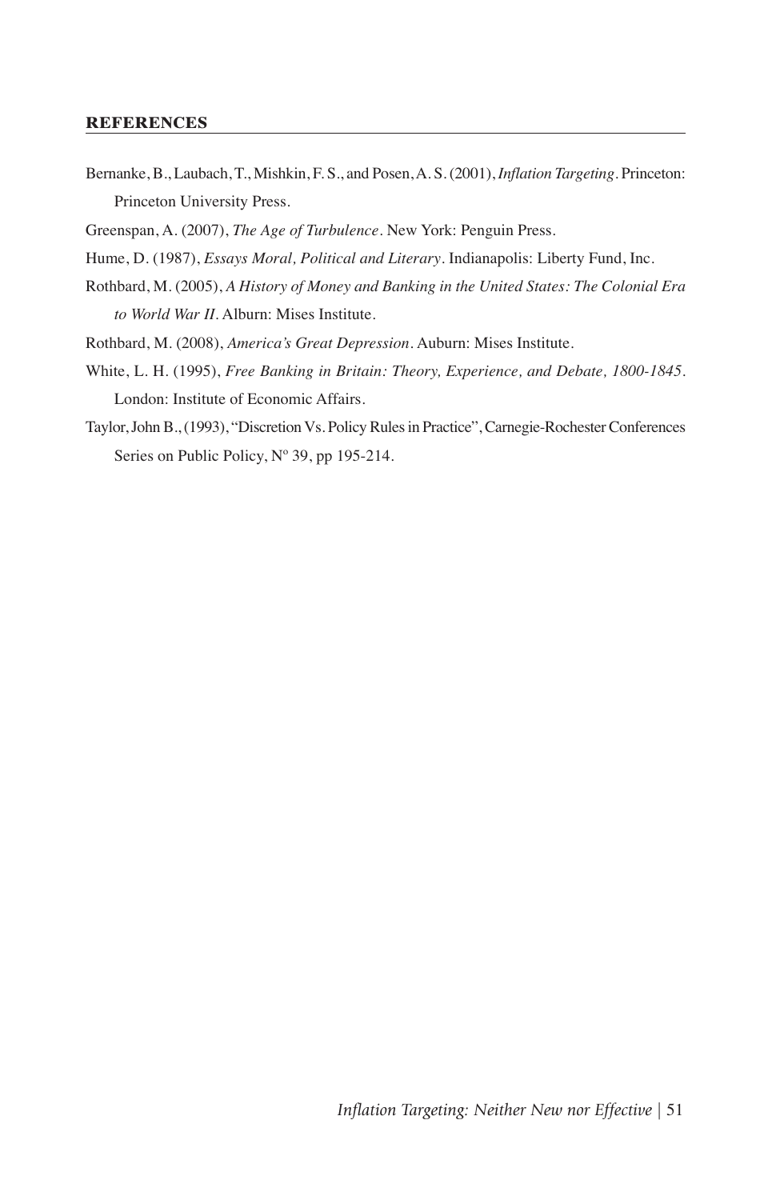## REFERENCES

Bernanke, B., Laubach, T., Mishkin, F. S., and Posen, A. S. (2001), *Inflation Targeting*. Princeton: Princeton University Press.

Greenspan, A. (2007), *The Age of Turbulence*. New York: Penguin Press.

Hume, D. (1987), *Essays Moral, Political and Literary*. Indianapolis: Liberty Fund, Inc.

Rothbard, M. (2005), *A History of Money and Banking in the United States: The Colonial Era to World War II*. Alburn: Mises Institute.

Rothbard, M. (2008), *America's Great Depression*. Auburn: Mises Institute.

White, L. H. (1995), *Free Banking in Britain: Theory, Experience, and Debate, 1800-1845*. London: Institute of Economic Affairs.

Taylor, John B., (1993), "Discretion Vs. Policy Rules in Practice", Carnegie-Rochester Conferences Series on Public Policy, Nº 39, pp 195-214.